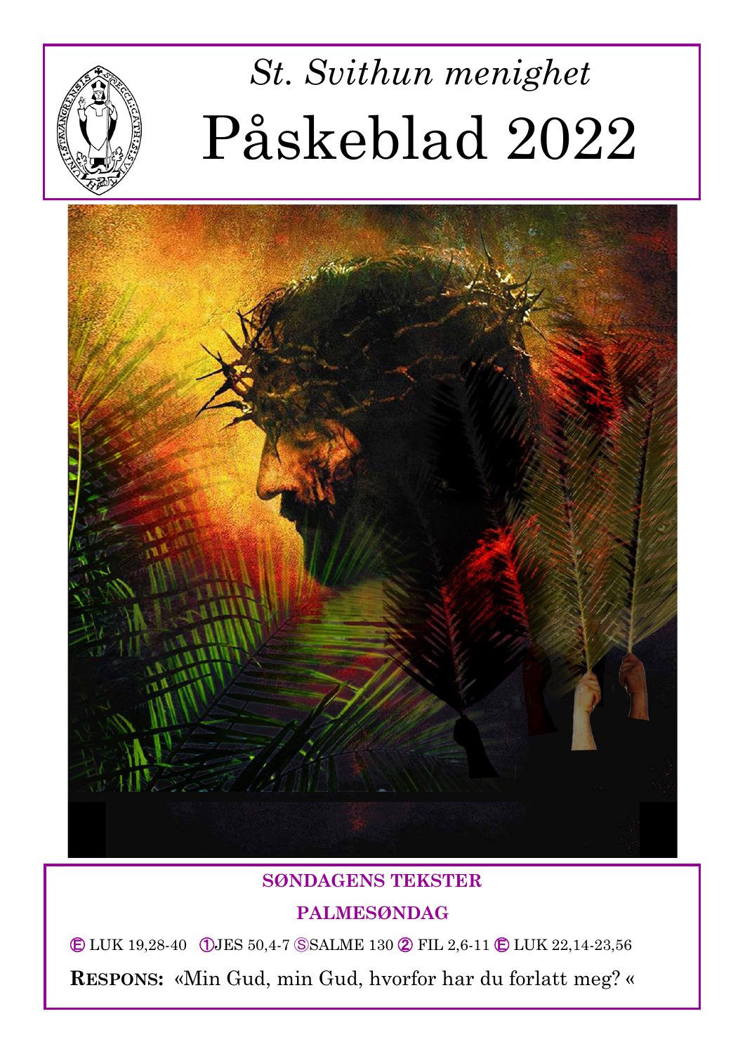*St. Svithun menighet*

# Påskeblad 2022

**SØNDAGENS TEKSTER**

**PALMESØNDAG**

Ⓔ LUK 19,28-40 ①JES 50,4-7 ⓈSALME 130 ② FIL 2,6-11 Ⓔ LUK 22,14-23,56

**RESPONS:** «Min Gud, min Gud, hvorfor har du forlatt meg? «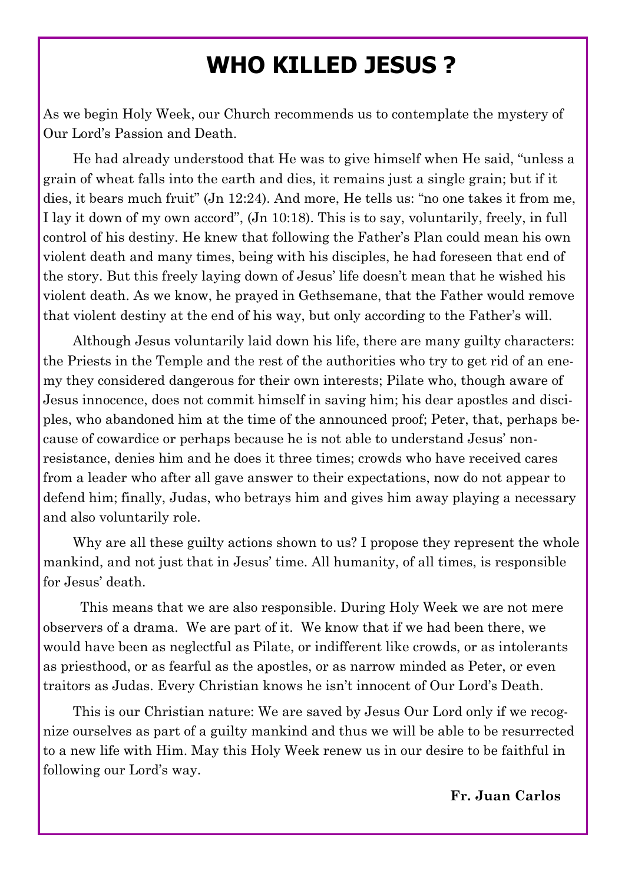# WHO KILLED JESUS ?

As we begin Holy Week, our Church recommends us to contemplate the mystery of Our Lord's Passion and Death.

He had already understood that He was to give himself when He said, "unless a grain of wheat falls into the earth and dies, it remains just a single grain; but if it dies, it bears much fruit" (Jn 12:24). And more, He tells us: "no one takes it from me, I lay it down of my own accord", (Jn 10:18). This is to say, voluntarily, freely, in full control of his destiny. He knew that following the Father's Plan could mean his own violent death and many times, being with his disciples, he had foreseen that end of the story. But this freely laying down of Jesus' life doesn't mean that he wished his violent death. As we know, he prayed in Gethsemane, that the Father would remove that violent destiny at the end of his way, but only according to the Father's will.

Although Jesus voluntarily laid down his life, there are many guilty characters: the Priests in the Temple and the rest of the authorities who try to get rid of an enemy they considered dangerous for their own interests; Pilate who, though aware of Jesus innocence, does not commit himself in saving him; his dear apostles and disciples, who abandoned him at the time of the announced proof; Peter, that, perhaps because of cowardice or perhaps because he is not able to understand Jesus' non-resistance, denies him and he does it three times; crowds who have received cares from a leader who after all gave answer to their expectations, now do not appear to defend him; finally, Judas, who betrays him and gives him away playing a necessary and also voluntarily role.

Why are all these guilty actions shown to us? I propose they represent the whole mankind, and not just that in Jesus' time. All humanity, of all times, is responsible for Jesus' death.

This means that we are also responsible. During Holy Week we are not mere observers of a drama. We are part of it. We know that if we had been there, we would have been as neglectful as Pilate, or indifferent like crowds, or as intolerants as priesthood, or as fearful as the apostles, or as narrow minded as Peter, or even traitors as Judas. Every Christian knows he isn't innocent of Our Lord's Death.

This is our Christian nature: We are saved by Jesus Our Lord only if we recognize ourselves as part of a guilty mankind and thus we will be able to be resurrected to a new life with Him. May this Holy Week renew us in our desire to be faithful in following our Lord's way.

**Fr. Juan Carlos**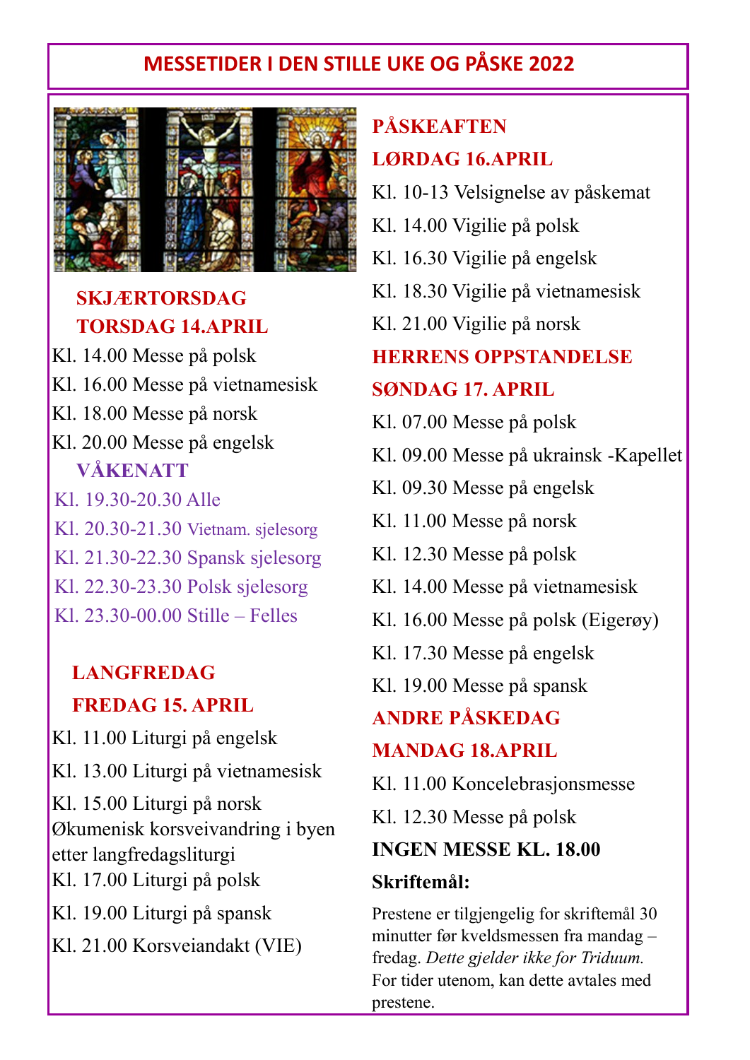# MESSETIDER I DEN STILLE UKE OG PÅSKE 2022

## SKJÆRTORSDAG
## TORSDAG 14.APRIL

Kl. 14.00 Messe på polsk

Kl. 16.00 Messe på vietnamesisk

Kl. 18.00 Messe på norsk

Kl. 20.00 Messe på engelsk

### VÅKENATT

Kl. 19.30-20.30 Alle

Kl. 20.30-21.30 Vietnam. sjelesorg

Kl. 21.30-22.30 Spansk sjelesorg

Kl. 22.30-23.30 Polsk sjelesorg

Kl. 23.30-00.00 Stille – Felles

## LANGFREDAG
## FREDAG 15. APRIL

Kl. 11.00 Liturgi på engelsk

Kl. 13.00 Liturgi på vietnamesisk

Kl. 15.00 Liturgi på norsk
Økumenisk korsveivandring i byen etter langfredagsliturgi

Kl. 17.00 Liturgi på polsk

Kl. 19.00 Liturgi på spansk

Kl. 21.00 Korsveiandakt (VIE)

## PÅSKEAFTEN
## LØRDAG 16.APRIL

Kl. 10-13 Velsignelse av påskemat

Kl. 14.00 Vigilie på polsk

Kl. 16.30 Vigilie på engelsk

Kl. 18.30 Vigilie på vietnamesisk

Kl. 21.00 Vigilie på norsk

## HERRENS OPPSTANDELSE
## SØNDAG 17. APRIL

Kl. 07.00 Messe på polsk

Kl. 09.00 Messe på ukrainsk -Kapellet

Kl. 09.30 Messe på engelsk

Kl. 11.00 Messe på norsk

Kl. 12.30 Messe på polsk

Kl. 14.00 Messe på vietnamesisk

Kl. 16.00 Messe på polsk (Eigerøy)

Kl. 17.30 Messe på engelsk

Kl. 19.00 Messe på spansk

## ANDRE PÅSKEDAG
## MANDAG 18.APRIL

Kl. 11.00 Koncelebrasjonsmesse

Kl. 12.30 Messe på polsk

**INGEN MESSE KL. 18.00**

**Skriftemål:**

Prestene er tilgjengelig for skriftemål 30 minutter før kveldsmessen fra mandag – fredag. *Dette gjelder ikke for Triduum.* For tider utenom, kan dette avtales med prestene.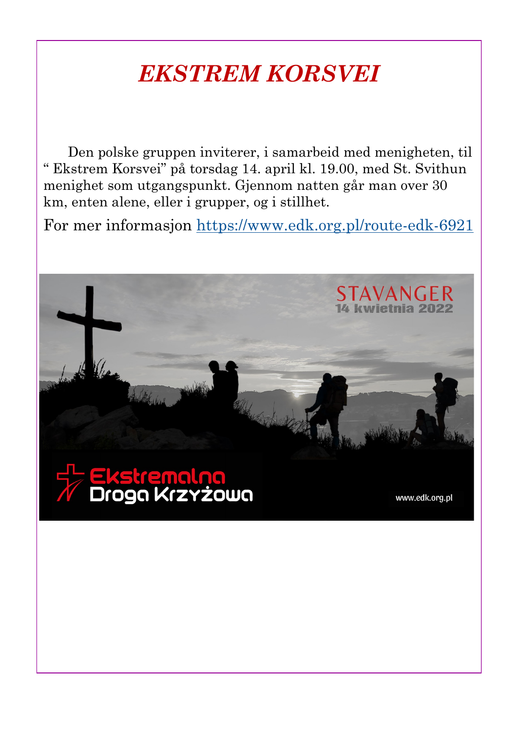# *EKSTREM KORSVEI*

Den polske gruppen inviterer, i samarbeid med menigheten, til " Ekstrem Korsvei" på torsdag 14. april kl. 19.00, med St. Svithun menighet som utgangspunkt. Gjennom natten går man over 30 km, enten alene, eller i grupper, og i stillhet.

For mer informasjon https://www.edk.org.pl/route-edk-6921

STAVANGER
14 kwietnia 2022

Ekstremalna Droga Krzyżowa

www.edk.org.pl